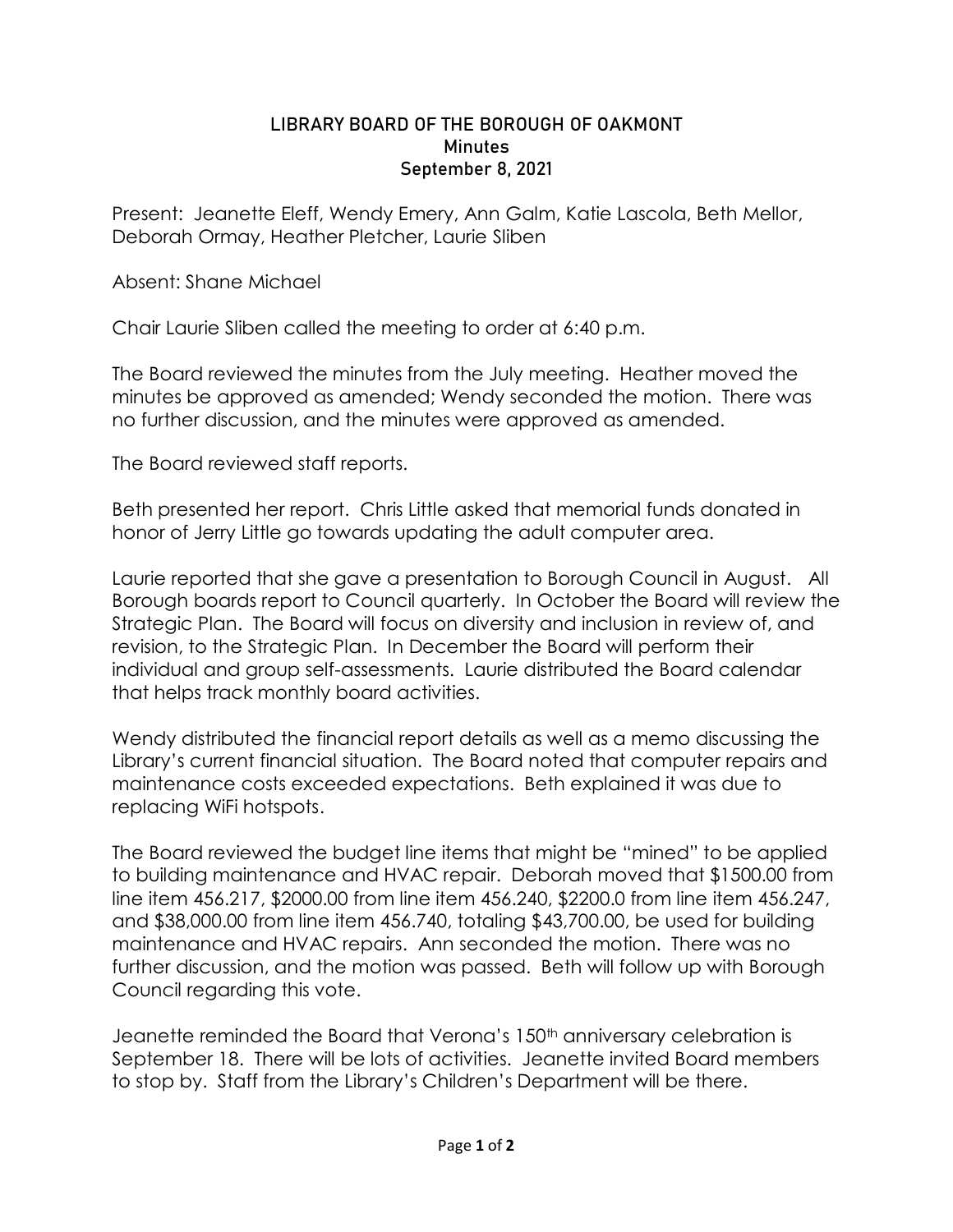# LIBRARY BOARD OF THE BOROUGH OF OAKMONT

## Minutes

## September 8, 2021

Present: Jeanette Eleff, Wendy Emery, Ann Galm, Katie Lascola, Beth Mellor, Deborah Ormay, Heather Pletcher, Laurie Sliben

Absent: Shane Michael

Chair Laurie Sliben called the meeting to order at 6:40 p.m.

The Board reviewed the minutes from the July meeting. Heather moved the minutes be approved as amended; Wendy seconded the motion. There was no further discussion, and the minutes were approved as amended.

The Board reviewed staff reports.

Beth presented her report. Chris Little asked that memorial funds donated in honor of Jerry Little go towards updating the adult computer area.

Laurie reported that she gave a presentation to Borough Council in August. All Borough boards report to Council quarterly. In October the Board will review the Strategic Plan. The Board will focus on diversity and inclusion in review of, and revision, to the Strategic Plan. In December the Board will perform their individual and group self-assessments. Laurie distributed the Board calendar that helps track monthly board activities.

Wendy distributed the financial report details as well as a memo discussing the Library's current financial situation. The Board noted that computer repairs and maintenance costs exceeded expectations. Beth explained it was due to replacing WiFi hotspots.

The Board reviewed the budget line items that might be "mined" to be applied to building maintenance and HVAC repair. Deborah moved that $1500.00 from line item 456.217, $2000.00 from line item 456.240, $2200.0 from line item 456.247, and $38,000.00 from line item 456.740, totaling $43,700.00, be used for building maintenance and HVAC repairs. Ann seconded the motion. There was no further discussion, and the motion was passed. Beth will follow up with Borough Council regarding this vote.

Jeanette reminded the Board that Verona's 150th anniversary celebration is September 18. There will be lots of activities. Jeanette invited Board members to stop by. Staff from the Library's Children's Department will be there.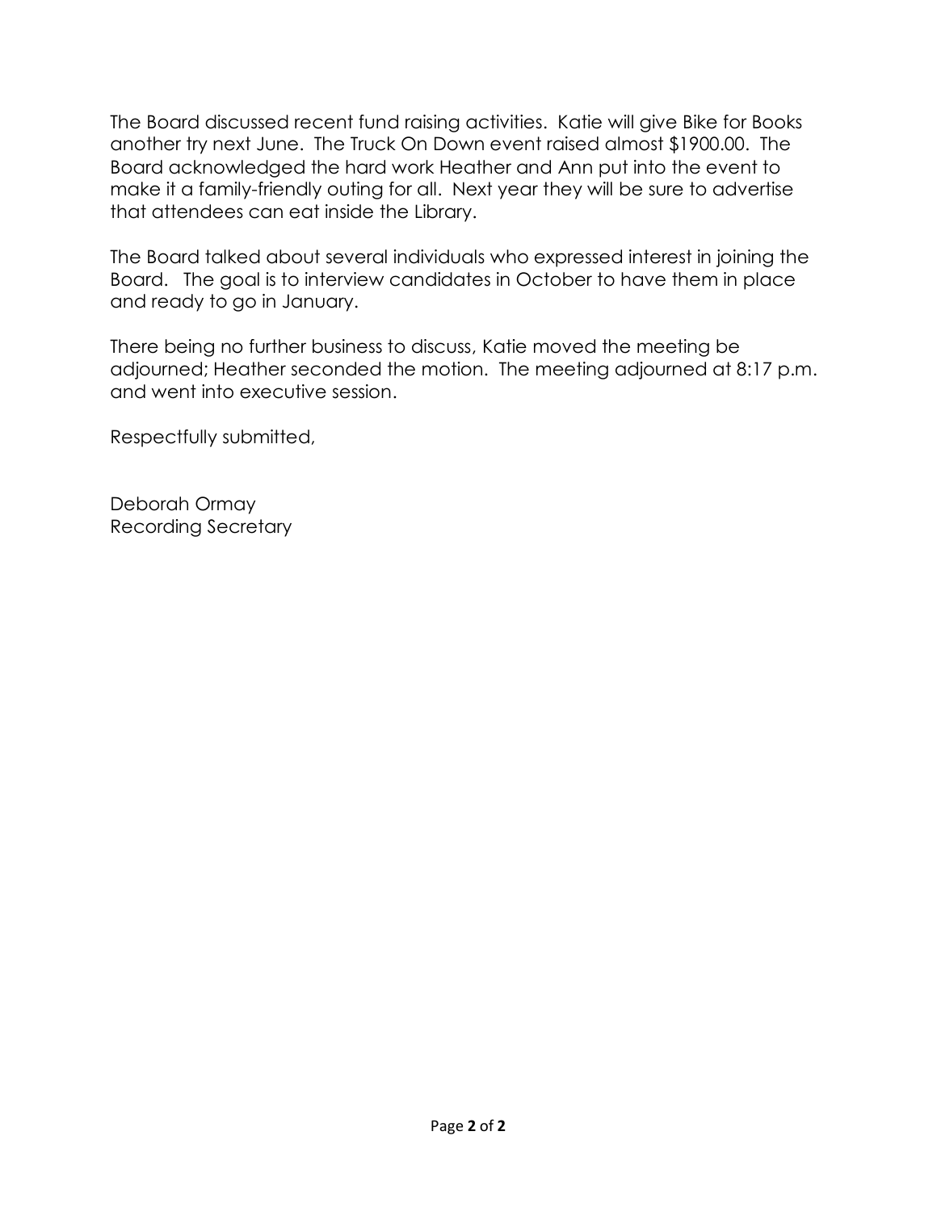The Board discussed recent fund raising activities. Katie will give Bike for Books another try next June. The Truck On Down event raised almost $1900.00. The Board acknowledged the hard work Heather and Ann put into the event to make it a family-friendly outing for all. Next year they will be sure to advertise that attendees can eat inside the Library.

The Board talked about several individuals who expressed interest in joining the Board. The goal is to interview candidates in October to have them in place and ready to go in January.

There being no further business to discuss, Katie moved the meeting be adjourned; Heather seconded the motion. The meeting adjourned at 8:17 p.m. and went into executive session.

Respectfully submitted,

Deborah Ormay
Recording Secretary